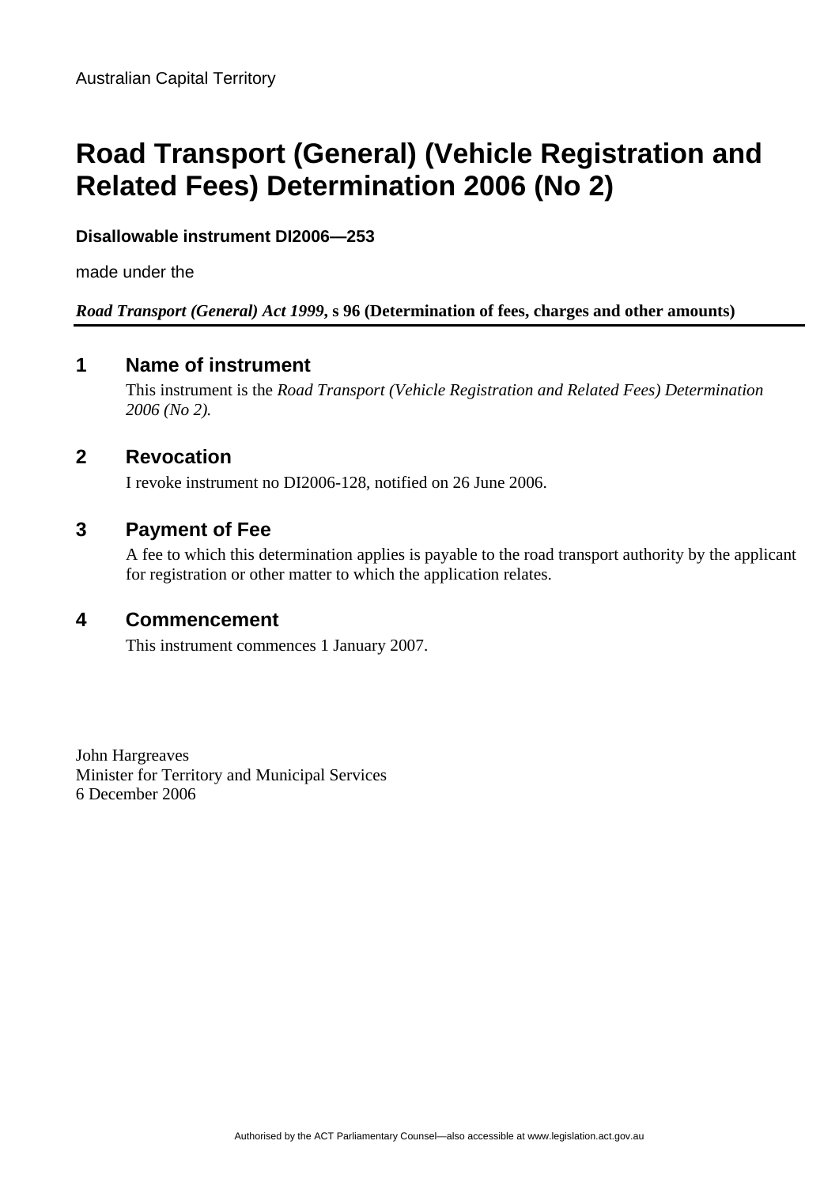Australian Capital Territory

# Road Transport (General) (Vehicle Registration and Related Fees) Determination 2006 (No 2)

**Disallowable instrument DI2006—253**

made under the

***Road Transport (General) Act 1999*, s 96 (Determination of fees, charges and other amounts)**

## 1 Name of instrument

This instrument is the *Road Transport (Vehicle Registration and Related Fees) Determination 2006 (No 2).*

## 2 Revocation

I revoke instrument no DI2006-128, notified on 26 June 2006.

## 3 Payment of Fee

A fee to which this determination applies is payable to the road transport authority by the applicant for registration or other matter to which the application relates.

## 4 Commencement

This instrument commences 1 January 2007.

John Hargreaves
Minister for Territory and Municipal Services
6 December 2006

Authorised by the ACT Parliamentary Counsel—also accessible at www.legislation.act.gov.au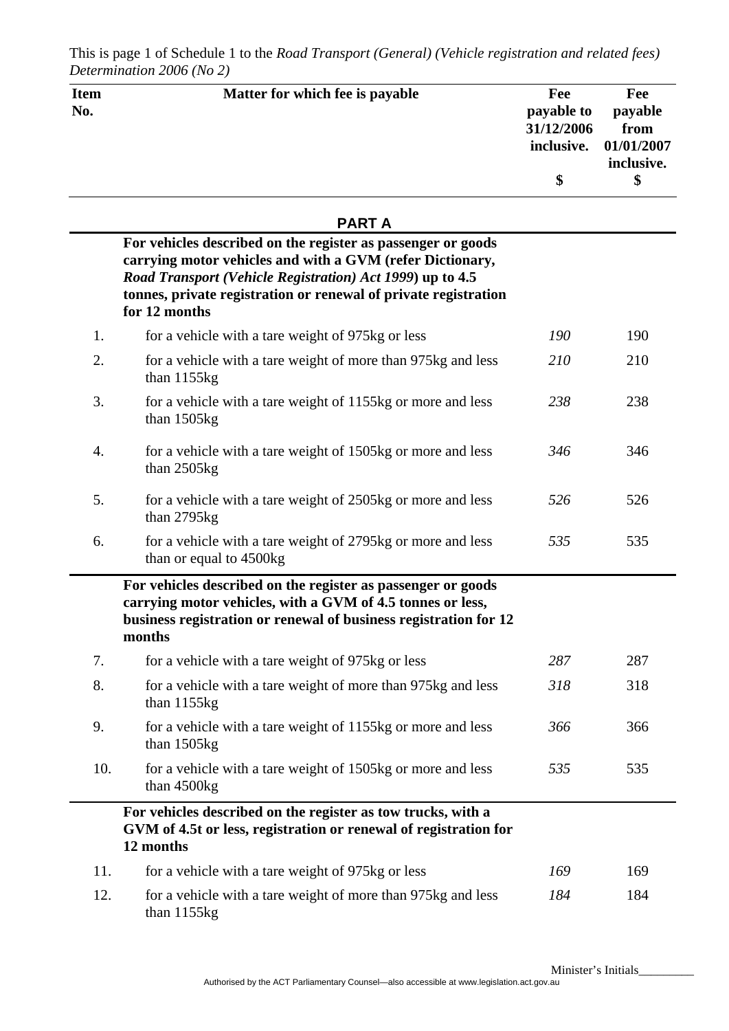This is page 1 of Schedule 1 to the *Road Transport (General) (Vehicle registration and related fees) Determination 2006 (No 2)*

| Item No. | Matter for which fee is payable | Fee payable to 31/12/2006 inclusive. $ | Fee payable from 01/01/2007 inclusive. $ |
|---|---|---|---|
| | **PART A** | | |
| | **For vehicles described on the register as passenger or goods carrying motor vehicles and with a GVM (refer Dictionary, *Road Transport (Vehicle Registration) Act 1999*) up to 4.5 tonnes, private registration or renewal of private registration for 12 months** | | |
| 1. | for a vehicle with a tare weight of 975kg or less | *190* | 190 |
| 2. | for a vehicle with a tare weight of more than 975kg and less than 1155kg | *210* | 210 |
| 3. | for a vehicle with a tare weight of 1155kg or more and less than 1505kg | *238* | 238 |
| 4. | for a vehicle with a tare weight of 1505kg or more and less than 2505kg | *346* | 346 |
| 5. | for a vehicle with a tare weight of 2505kg or more and less than 2795kg | *526* | 526 |
| 6. | for a vehicle with a tare weight of 2795kg or more and less than or equal to 4500kg | *535* | 535 |
| | **For vehicles described on the register as passenger or goods carrying motor vehicles, with a GVM of 4.5 tonnes or less, business registration or renewal of business registration for 12 months** | | |
| 7. | for a vehicle with a tare weight of 975kg or less | *287* | 287 |
| 8. | for a vehicle with a tare weight of more than 975kg and less than 1155kg | *318* | 318 |
| 9. | for a vehicle with a tare weight of 1155kg or more and less than 1505kg | *366* | 366 |
| 10. | for a vehicle with a tare weight of 1505kg or more and less than 4500kg | *535* | 535 |
| | **For vehicles described on the register as tow trucks, with a GVM of 4.5t or less, registration or renewal of registration for 12 months** | | |
| 11. | for a vehicle with a tare weight of 975kg or less | *169* | 169 |
| 12. | for a vehicle with a tare weight of more than 975kg and less than 1155kg | *184* | 184 |

Minister's Initials_________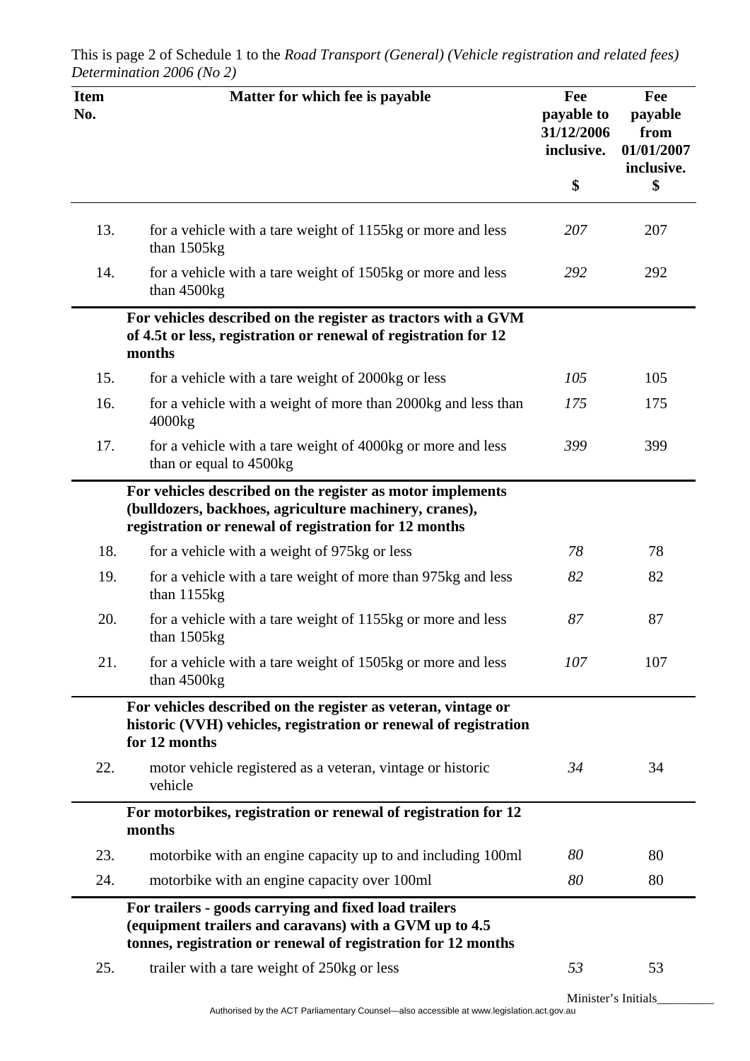This is page 2 of Schedule 1 to the *Road Transport (General) (Vehicle registration and related fees) Determination 2006 (No 2)*

| Item No. | Matter for which fee is payable | Fee payable to 31/12/2006 inclusive. $ | Fee payable from 01/01/2007 inclusive. $ |
|---|---|---|---|
| 13. | for a vehicle with a tare weight of 1155kg or more and less than 1505kg | *207* | 207 |
| 14. | for a vehicle with a tare weight of 1505kg or more and less than 4500kg | *292* | 292 |
| | **For vehicles described on the register as tractors with a GVM of 4.5t or less, registration or renewal of registration for 12 months** | | |
| 15. | for a vehicle with a tare weight of 2000kg or less | *105* | 105 |
| 16. | for a vehicle with a weight of more than 2000kg and less than 4000kg | *175* | 175 |
| 17. | for a vehicle with a tare weight of 4000kg or more and less than or equal to 4500kg | *399* | 399 |
| | **For vehicles described on the register as motor implements (bulldozers, backhoes, agriculture machinery, cranes), registration or renewal of registration for 12 months** | | |
| 18. | for a vehicle with a weight of 975kg or less | *78* | 78 |
| 19. | for a vehicle with a tare weight of more than 975kg and less than 1155kg | *82* | 82 |
| 20. | for a vehicle with a tare weight of 1155kg or more and less than 1505kg | *87* | 87 |
| 21. | for a vehicle with a tare weight of 1505kg or more and less than 4500kg | *107* | 107 |
| | **For vehicles described on the register as veteran, vintage or historic (VVH) vehicles, registration or renewal of registration for 12 months** | | |
| 22. | motor vehicle registered as a veteran, vintage or historic vehicle | *34* | 34 |
| | **For motorbikes, registration or renewal of registration for 12 months** | | |
| 23. | motorbike with an engine capacity up to and including 100ml | *80* | 80 |
| 24. | motorbike with an engine capacity over 100ml | *80* | 80 |
| | **For trailers - goods carrying and fixed load trailers (equipment trailers and caravans) with a GVM up to 4.5 tonnes, registration or renewal of registration for 12 months** | | |
| 25. | trailer with a tare weight of 250kg or less | *53* | 53 |

Minister's Initials_________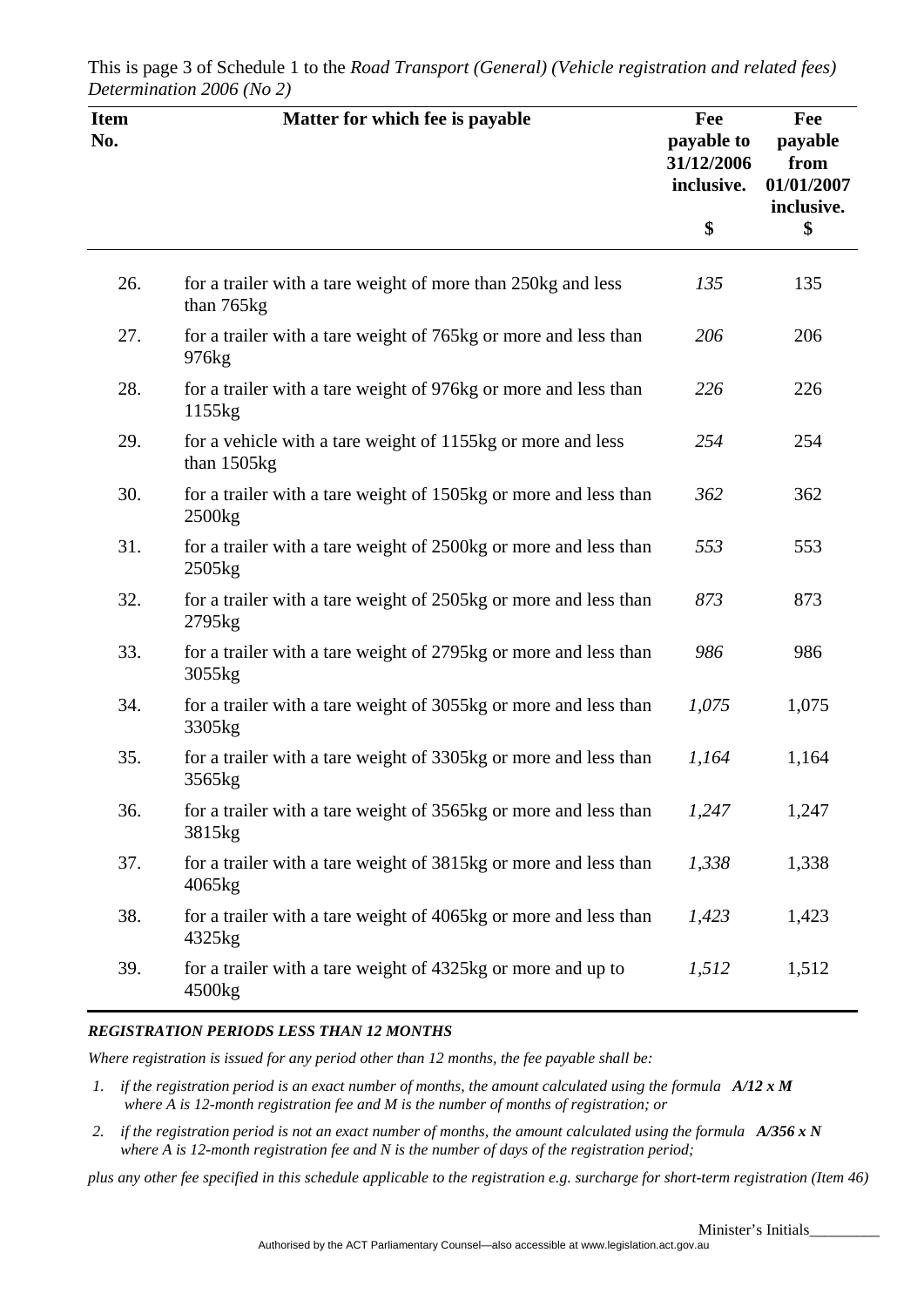This is page 3 of Schedule 1 to the *Road Transport (General) (Vehicle registration and related fees) Determination 2006 (No 2)*

| Item No. | Matter for which fee is payable | Fee payable to 31/12/2006 inclusive. $ | Fee payable from 01/01/2007 inclusive. $ |
|---|---|---|---|
| 26. | for a trailer with a tare weight of more than 250kg and less than 765kg | *135* | 135 |
| 27. | for a trailer with a tare weight of 765kg or more and less than 976kg | *206* | 206 |
| 28. | for a trailer with a tare weight of 976kg or more and less than 1155kg | *226* | 226 |
| 29. | for a vehicle with a tare weight of 1155kg or more and less than 1505kg | *254* | 254 |
| 30. | for a trailer with a tare weight of 1505kg or more and less than 2500kg | *362* | 362 |
| 31. | for a trailer with a tare weight of 2500kg or more and less than 2505kg | *553* | 553 |
| 32. | for a trailer with a tare weight of 2505kg or more and less than 2795kg | *873* | 873 |
| 33. | for a trailer with a tare weight of 2795kg or more and less than 3055kg | *986* | 986 |
| 34. | for a trailer with a tare weight of 3055kg or more and less than 3305kg | *1,075* | 1,075 |
| 35. | for a trailer with a tare weight of 3305kg or more and less than 3565kg | *1,164* | 1,164 |
| 36. | for a trailer with a tare weight of 3565kg or more and less than 3815kg | *1,247* | 1,247 |
| 37. | for a trailer with a tare weight of 3815kg or more and less than 4065kg | *1,338* | 1,338 |
| 38. | for a trailer with a tare weight of 4065kg or more and less than 4325kg | *1,423* | 1,423 |
| 39. | for a trailer with a tare weight of 4325kg or more and up to 4500kg | *1,512* | 1,512 |

***REGISTRATION PERIODS LESS THAN 12 MONTHS***

*Where registration is issued for any period other than 12 months, the fee payable shall be:*

1. *if the registration period is an exact number of months, the amount calculated using the formula* ***A/12 x M*** *where A is 12-month registration fee and M is the number of months of registration; or*
2. *if the registration period is not an exact number of months, the amount calculated using the formula* ***A/356 x N*** *where A is 12-month registration fee and N is the number of days of the registration period;*

*plus any other fee specified in this schedule applicable to the registration e.g. surcharge for short-term registration (Item 46)*

Minister's Initials_________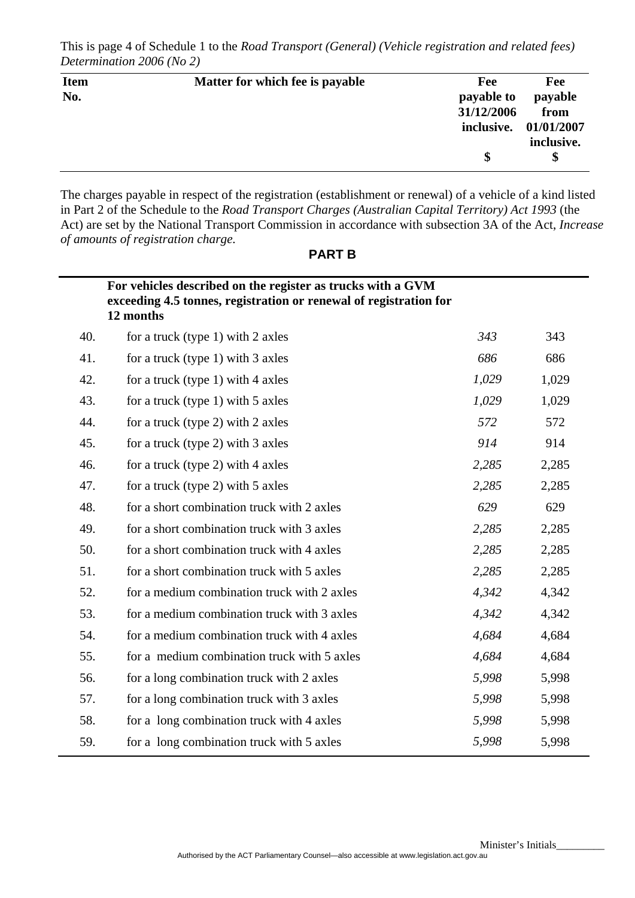This is page 4 of Schedule 1 to the *Road Transport (General) (Vehicle registration and related fees) Determination 2006 (No 2)*

| Item No. | Matter for which fee is payable | Fee payable to 31/12/2006 inclusive. $ | Fee payable from 01/01/2007 inclusive. $ |
|---|---|---|---|

The charges payable in respect of the registration (establishment or renewal) of a vehicle of a kind listed in Part 2 of the Schedule to the *Road Transport Charges (Australian Capital Territory) Act 1993* (the Act) are set by the National Transport Commission in accordance with subsection 3A of the Act, *Increase of amounts of registration charge.*

## PART B

| | **For vehicles described on the register as trucks with a GVM exceeding 4.5 tonnes, registration or renewal of registration for 12 months** | | |
|---|---|---|---|
| 40. | for a truck (type 1) with 2 axles | *343* | 343 |
| 41. | for a truck (type 1) with 3 axles | *686* | 686 |
| 42. | for a truck (type 1) with 4 axles | *1,029* | 1,029 |
| 43. | for a truck (type 1) with 5 axles | *1,029* | 1,029 |
| 44. | for a truck (type 2) with 2 axles | *572* | 572 |
| 45. | for a truck (type 2) with 3 axles | *914* | 914 |
| 46. | for a truck (type 2) with 4 axles | *2,285* | 2,285 |
| 47. | for a truck (type 2) with 5 axles | *2,285* | 2,285 |
| 48. | for a short combination truck with 2 axles | *629* | 629 |
| 49. | for a short combination truck with 3 axles | *2,285* | 2,285 |
| 50. | for a short combination truck with 4 axles | *2,285* | 2,285 |
| 51. | for a short combination truck with 5 axles | *2,285* | 2,285 |
| 52. | for a medium combination truck with 2 axles | *4,342* | 4,342 |
| 53. | for a medium combination truck with 3 axles | *4,342* | 4,342 |
| 54. | for a medium combination truck with 4 axles | *4,684* | 4,684 |
| 55. | for a medium combination truck with 5 axles | *4,684* | 4,684 |
| 56. | for a long combination truck with 2 axles | *5,998* | 5,998 |
| 57. | for a long combination truck with 3 axles | *5,998* | 5,998 |
| 58. | for a long combination truck with 4 axles | *5,998* | 5,998 |
| 59. | for a long combination truck with 5 axles | *5,998* | 5,998 |

Minister's Initials_________

Authorised by the ACT Parliamentary Counsel—also accessible at www.legislation.act.gov.au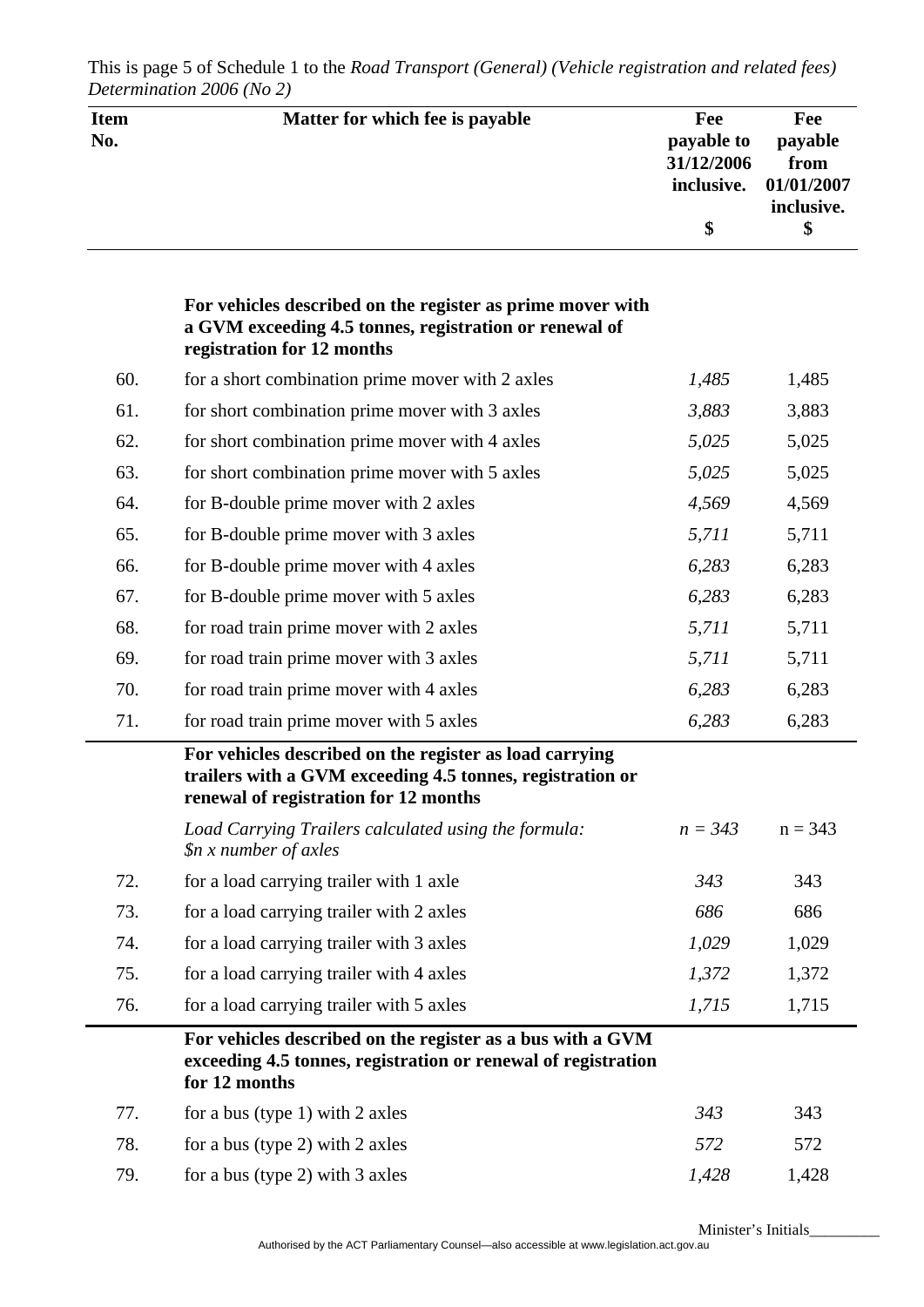This is page 5 of Schedule 1 to the *Road Transport (General) (Vehicle registration and related fees) Determination 2006 (No 2)*

| Item No. | Matter for which fee is payable | Fee payable to 31/12/2006 inclusive. $ | Fee payable from 01/01/2007 inclusive. $ |
|---|---|---|---|
| | **For vehicles described on the register as prime mover with a GVM exceeding 4.5 tonnes, registration or renewal of registration for 12 months** | | |
| 60. | for a short combination prime mover with 2 axles | *1,485* | 1,485 |
| 61. | for short combination prime mover with 3 axles | *3,883* | 3,883 |
| 62. | for short combination prime mover with 4 axles | *5,025* | 5,025 |
| 63. | for short combination prime mover with 5 axles | *5,025* | 5,025 |
| 64. | for B-double prime mover with 2 axles | *4,569* | 4,569 |
| 65. | for B-double prime mover with 3 axles | *5,711* | 5,711 |
| 66. | for B-double prime mover with 4 axles | *6,283* | 6,283 |
| 67. | for B-double prime mover with 5 axles | *6,283* | 6,283 |
| 68. | for road train prime mover with 2 axles | *5,711* | 5,711 |
| 69. | for road train prime mover with 3 axles | *5,711* | 5,711 |
| 70. | for road train prime mover with 4 axles | *6,283* | 6,283 |
| 71. | for road train prime mover with 5 axles | *6,283* | 6,283 |
| | **For vehicles described on the register as load carrying trailers with a GVM exceeding 4.5 tonnes, registration or renewal of registration for 12 months** | | |
| | *Load Carrying Trailers calculated using the formula: $n x number of axles* | *n = 343* | n = 343 |
| 72. | for a load carrying trailer with 1 axle | *343* | 343 |
| 73. | for a load carrying trailer with 2 axles | *686* | 686 |
| 74. | for a load carrying trailer with 3 axles | *1,029* | 1,029 |
| 75. | for a load carrying trailer with 4 axles | *1,372* | 1,372 |
| 76. | for a load carrying trailer with 5 axles | *1,715* | 1,715 |
| | **For vehicles described on the register as a bus with a GVM exceeding 4.5 tonnes, registration or renewal of registration for 12 months** | | |
| 77. | for a bus (type 1) with 2 axles | *343* | 343 |
| 78. | for a bus (type 2) with 2 axles | *572* | 572 |
| 79. | for a bus (type 2) with 3 axles | *1,428* | 1,428 |

Minister's Initials_________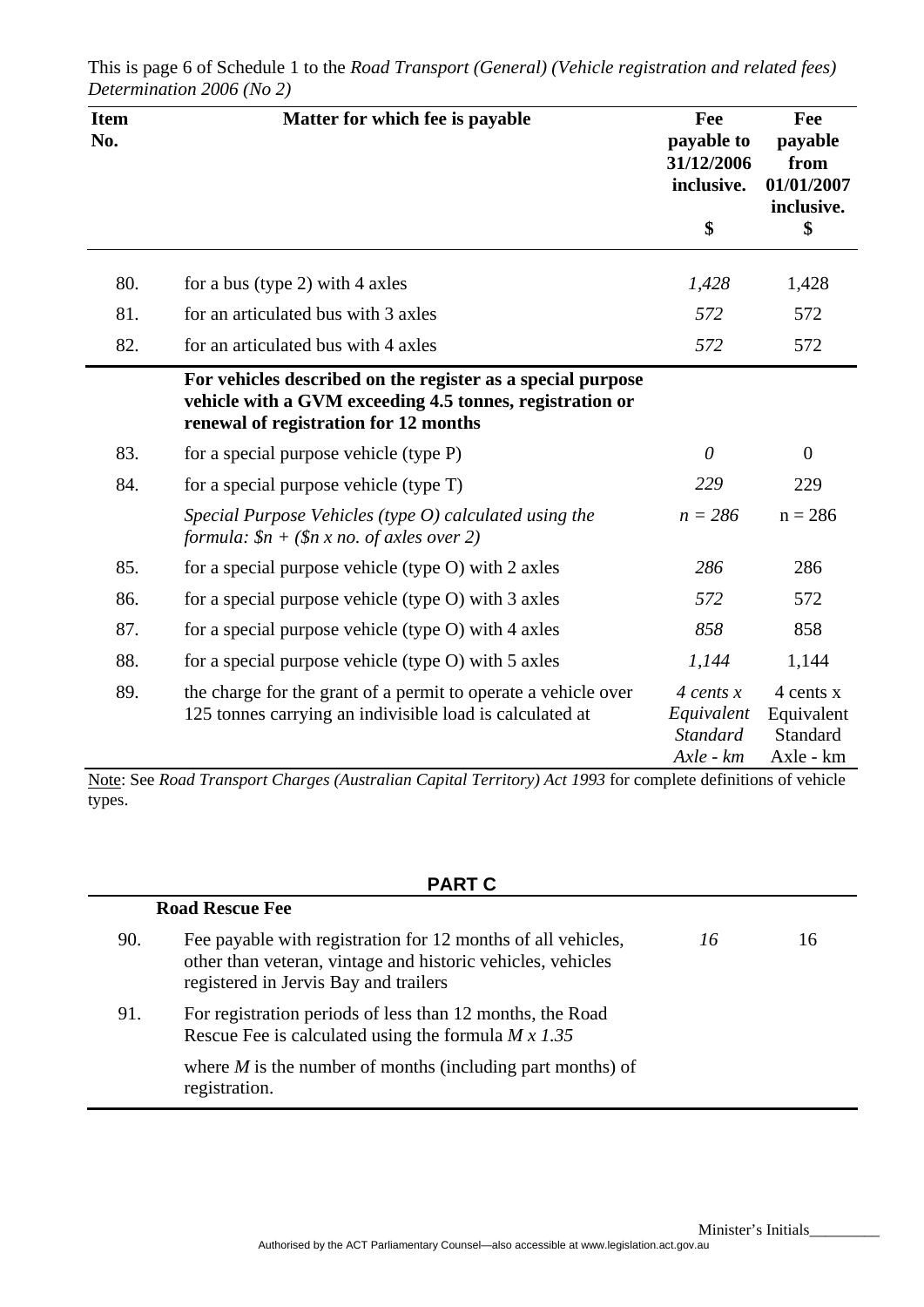This is page 6 of Schedule 1 to the *Road Transport (General) (Vehicle registration and related fees) Determination 2006 (No 2)*

| Item No. | Matter for which fee is payable | Fee payable to 31/12/2006 inclusive. $ | Fee payable from 01/01/2007 inclusive. $ |
|---|---|---|---|
| 80. | for a bus (type 2) with 4 axles | *1,428* | 1,428 |
| 81. | for an articulated bus with 3 axles | *572* | 572 |
| 82. | for an articulated bus with 4 axles | *572* | 572 |
| | **For vehicles described on the register as a special purpose vehicle with a GVM exceeding 4.5 tonnes, registration or renewal of registration for 12 months** | | |
| 83. | for a special purpose vehicle (type P) | *0* | 0 |
| 84. | for a special purpose vehicle (type T) | *229* | 229 |
| | *Special Purpose Vehicles (type O) calculated using the formula: $n + ($n x no. of axles over 2)* | *n = 286* | n = 286 |
| 85. | for a special purpose vehicle (type O) with 2 axles | *286* | 286 |
| 86. | for a special purpose vehicle (type O) with 3 axles | *572* | 572 |
| 87. | for a special purpose vehicle (type O) with 4 axles | *858* | 858 |
| 88. | for a special purpose vehicle (type O) with 5 axles | *1,144* | 1,144 |
| 89. | the charge for the grant of a permit to operate a vehicle over 125 tonnes carrying an indivisible load is calculated at | *4 cents x Equivalent Standard Axle - km* | 4 cents x Equivalent Standard Axle - km |

Note: See *Road Transport Charges (Australian Capital Territory) Act 1993* for complete definitions of vehicle types.

## PART C

| | **Road Rescue Fee** | | |
|---|---|---|---|
| 90. | Fee payable with registration for 12 months of all vehicles, other than veteran, vintage and historic vehicles, vehicles registered in Jervis Bay and trailers | *16* | 16 |
| 91. | For registration periods of less than 12 months, the Road Rescue Fee is calculated using the formula *M x 1.35* where *M* is the number of months (including part months) of registration. | | |

Minister's Initials_________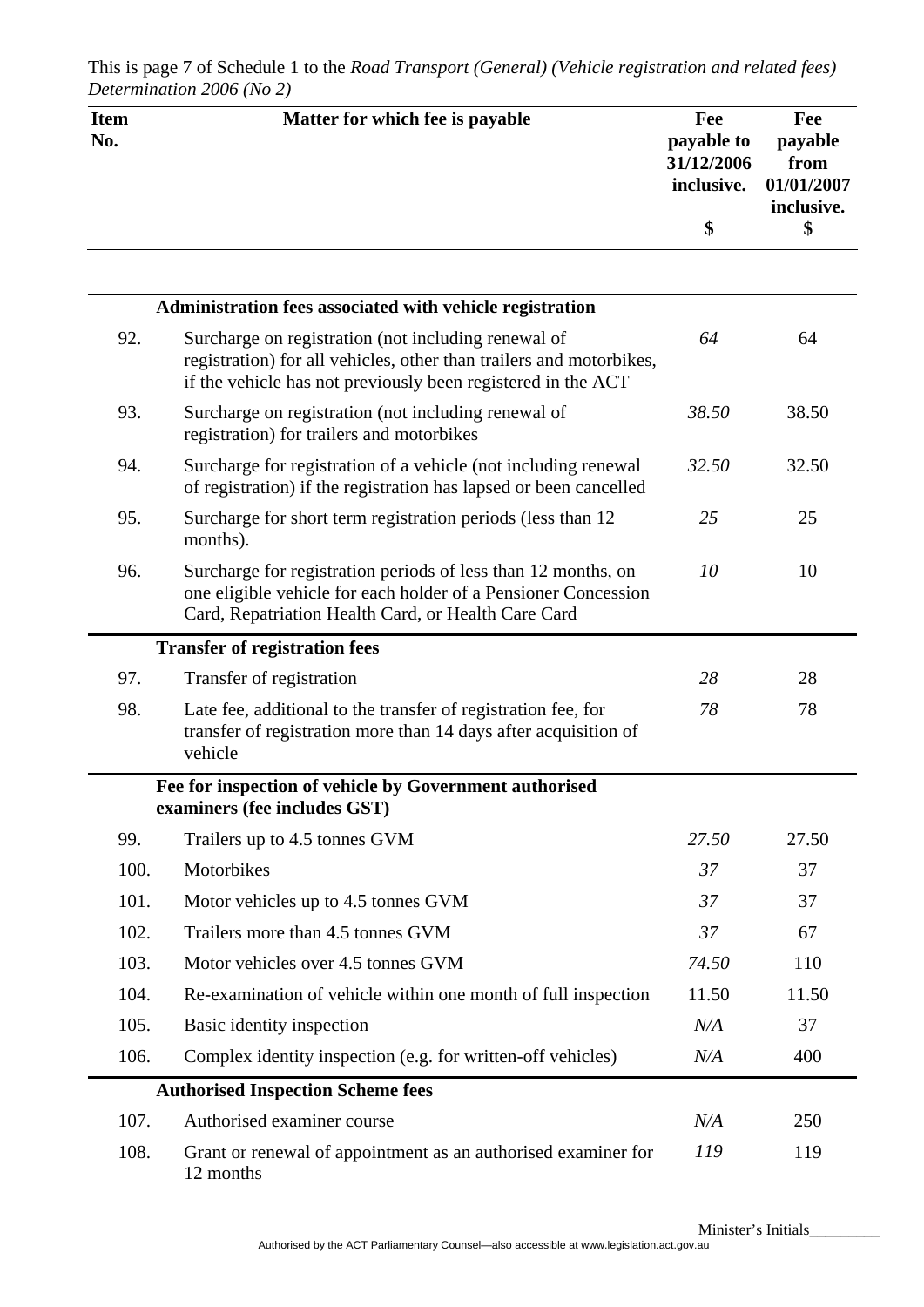This is page 7 of Schedule 1 to the *Road Transport (General) (Vehicle registration and related fees) Determination 2006 (No 2)*

| Item No. | Matter for which fee is payable | Fee payable to 31/12/2006 inclusive. $ | Fee payable from 01/01/2007 inclusive. $ |
|---|---|---|---|
| | **Administration fees associated with vehicle registration** | | |
| 92. | Surcharge on registration (not including renewal of registration) for all vehicles, other than trailers and motorbikes, if the vehicle has not previously been registered in the ACT | *64* | 64 |
| 93. | Surcharge on registration (not including renewal of registration) for trailers and motorbikes | *38.50* | 38.50 |
| 94. | Surcharge for registration of a vehicle (not including renewal of registration) if the registration has lapsed or been cancelled | *32.50* | 32.50 |
| 95. | Surcharge for short term registration periods (less than 12 months). | *25* | 25 |
| 96. | Surcharge for registration periods of less than 12 months, on one eligible vehicle for each holder of a Pensioner Concession Card, Repatriation Health Card, or Health Care Card | *10* | 10 |
| | **Transfer of registration fees** | | |
| 97. | Transfer of registration | *28* | 28 |
| 98. | Late fee, additional to the transfer of registration fee, for transfer of registration more than 14 days after acquisition of vehicle | *78* | 78 |
| | **Fee for inspection of vehicle by Government authorised examiners (fee includes GST)** | | |
| 99. | Trailers up to 4.5 tonnes GVM | *27.50* | 27.50 |
| 100. | Motorbikes | *37* | 37 |
| 101. | Motor vehicles up to 4.5 tonnes GVM | *37* | 37 |
| 102. | Trailers more than 4.5 tonnes GVM | *37* | 67 |
| 103. | Motor vehicles over 4.5 tonnes GVM | *74.50* | 110 |
| 104. | Re-examination of vehicle within one month of full inspection | 11.50 | 11.50 |
| 105. | Basic identity inspection | *N/A* | 37 |
| 106. | Complex identity inspection (e.g. for written-off vehicles) | *N/A* | 400 |
| | **Authorised Inspection Scheme fees** | | |
| 107. | Authorised examiner course | *N/A* | 250 |
| 108. | Grant or renewal of appointment as an authorised examiner for 12 months | *119* | 119 |

Minister's Initials_________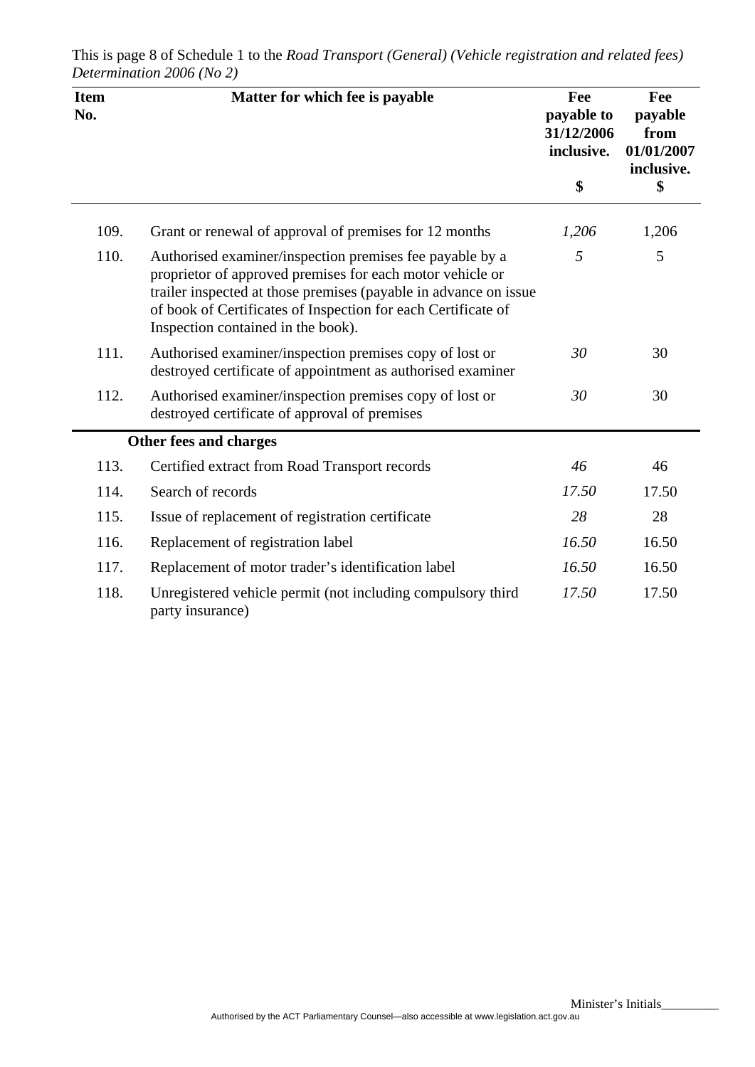This is page 8 of Schedule 1 to the *Road Transport (General) (Vehicle registration and related fees) Determination 2006 (No 2)*

| Item No. | Matter for which fee is payable | Fee payable to 31/12/2006 inclusive. $ | Fee payable from 01/01/2007 inclusive. $ |
|---|---|---|---|
| 109. | Grant or renewal of approval of premises for 12 months | *1,206* | 1,206 |
| 110. | Authorised examiner/inspection premises fee payable by a proprietor of approved premises for each motor vehicle or trailer inspected at those premises (payable in advance on issue of book of Certificates of Inspection for each Certificate of Inspection contained in the book). | *5* | 5 |
| 111. | Authorised examiner/inspection premises copy of lost or destroyed certificate of appointment as authorised examiner | *30* | 30 |
| 112. | Authorised examiner/inspection premises copy of lost or destroyed certificate of approval of premises | *30* | 30 |
| | **Other fees and charges** | | |
| 113. | Certified extract from Road Transport records | *46* | 46 |
| 114. | Search of records | *17.50* | 17.50 |
| 115. | Issue of replacement of registration certificate | *28* | 28 |
| 116. | Replacement of registration label | *16.50* | 16.50 |
| 117. | Replacement of motor trader's identification label | *16.50* | 16.50 |
| 118. | Unregistered vehicle permit (not including compulsory third party insurance) | *17.50* | 17.50 |

Minister's Initials_________